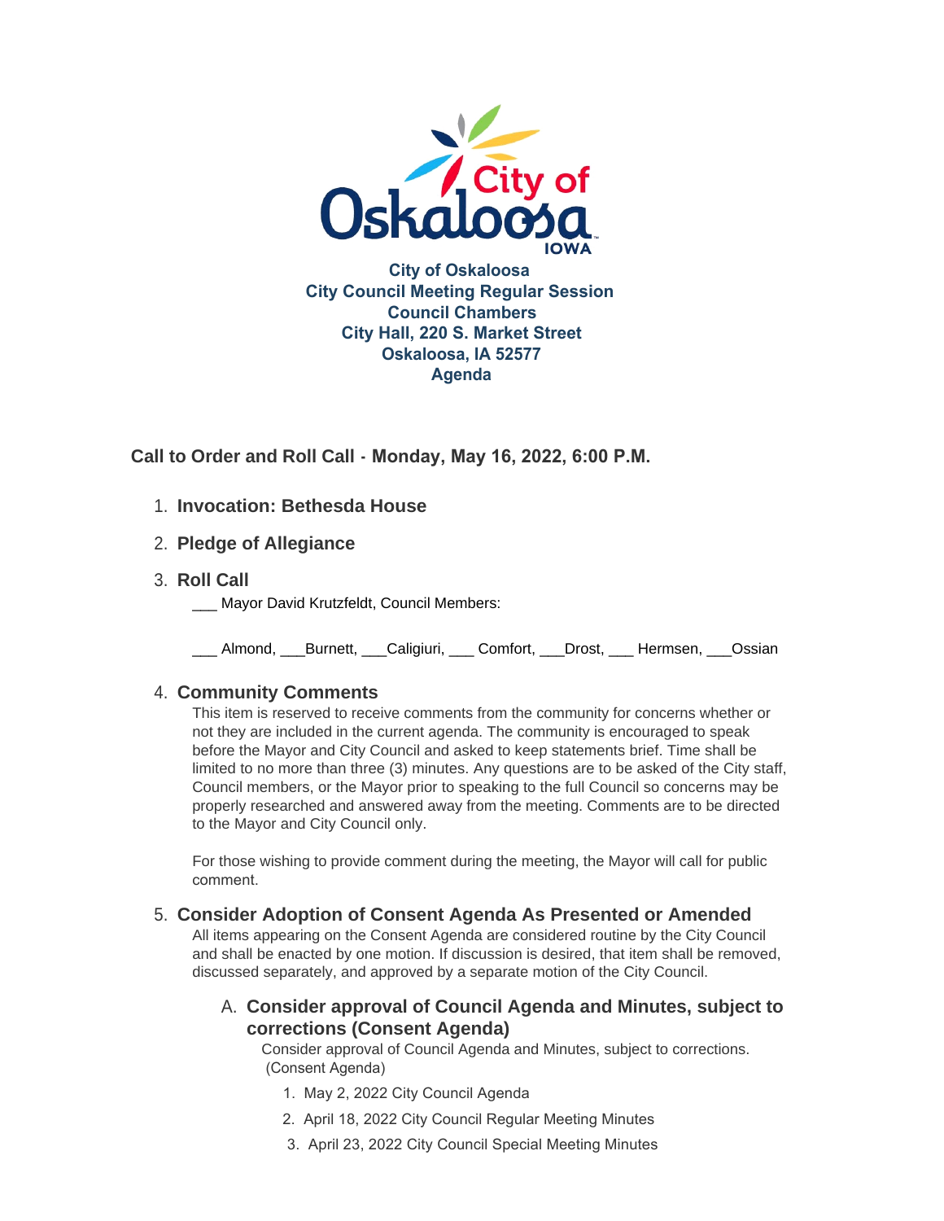**City of Oskaloosa**
**City Council Meeting Regular Session**
**Council Chambers**
**City Hall, 220 S. Market Street**
**Oskaloosa, IA 52577**
**Agenda**

## Call to Order and Roll Call - Monday, May 16, 2022, 6:00 P.M.

1. **Invocation: Bethesda House**

2. **Pledge of Allegiance**

3. **Roll Call**

   ___ Mayor David Krutzfeldt, Council Members:

   ___ Almond, ___Burnett, ___Caligiuri, ___ Comfort, ___Drost, ___ Hermsen, ___Ossian

4. **Community Comments**

   This item is reserved to receive comments from the community for concerns whether or not they are included in the current agenda. The community is encouraged to speak before the Mayor and City Council and asked to keep statements brief. Time shall be limited to no more than three (3) minutes. Any questions are to be asked of the City staff, Council members, or the Mayor prior to speaking to the full Council so concerns may be properly researched and answered away from the meeting. Comments are to be directed to the Mayor and City Council only.

   For those wishing to provide comment during the meeting, the Mayor will call for public comment.

5. **Consider Adoption of Consent Agenda As Presented or Amended**

   All items appearing on the Consent Agenda are considered routine by the City Council and shall be enacted by one motion. If discussion is desired, that item shall be removed, discussed separately, and approved by a separate motion of the City Council.

   A. **Consider approval of Council Agenda and Minutes, subject to corrections (Consent Agenda)**

      Consider approval of Council Agenda and Minutes, subject to corrections. (Consent Agenda)

      1. May 2, 2022 City Council Agenda
      2. April 18, 2022 City Council Regular Meeting Minutes
      3. April 23, 2022 City Council Special Meeting Minutes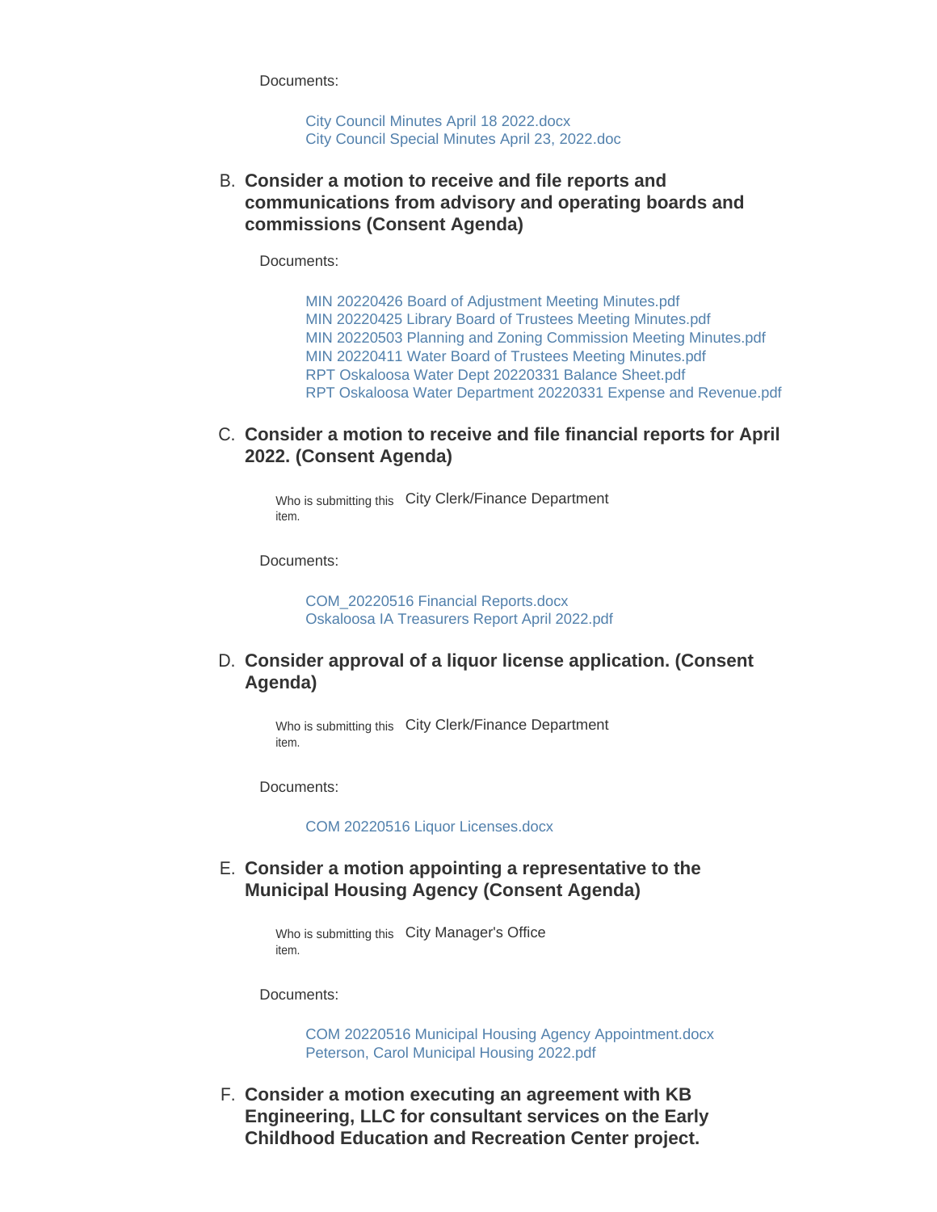Documents:

- City Council Minutes April 18 2022.docx
- City Council Special Minutes April 23, 2022.doc

B. **Consider a motion to receive and file reports and communications from advisory and operating boards and commissions (Consent Agenda)**

Documents:

- MIN 20220426 Board of Adjustment Meeting Minutes.pdf
- MIN 20220425 Library Board of Trustees Meeting Minutes.pdf
- MIN 20220503 Planning and Zoning Commission Meeting Minutes.pdf
- MIN 20220411 Water Board of Trustees Meeting Minutes.pdf
- RPT Oskaloosa Water Dept 20220331 Balance Sheet.pdf
- RPT Oskaloosa Water Department 20220331 Expense and Revenue.pdf

C. **Consider a motion to receive and file financial reports for April 2022. (Consent Agenda)**

Who is submitting this item. City Clerk/Finance Department

Documents:

- COM_20220516 Financial Reports.docx
- Oskaloosa IA Treasurers Report April 2022.pdf

D. **Consider approval of a liquor license application. (Consent Agenda)**

Who is submitting this item. City Clerk/Finance Department

Documents:

- COM 20220516 Liquor Licenses.docx

E. **Consider a motion appointing a representative to the Municipal Housing Agency (Consent Agenda)**

Who is submitting this item. City Manager's Office

Documents:

- COM 20220516 Municipal Housing Agency Appointment.docx
- Peterson, Carol Municipal Housing 2022.pdf

F. **Consider a motion executing an agreement with KB Engineering, LLC for consultant services on the Early Childhood Education and Recreation Center project.**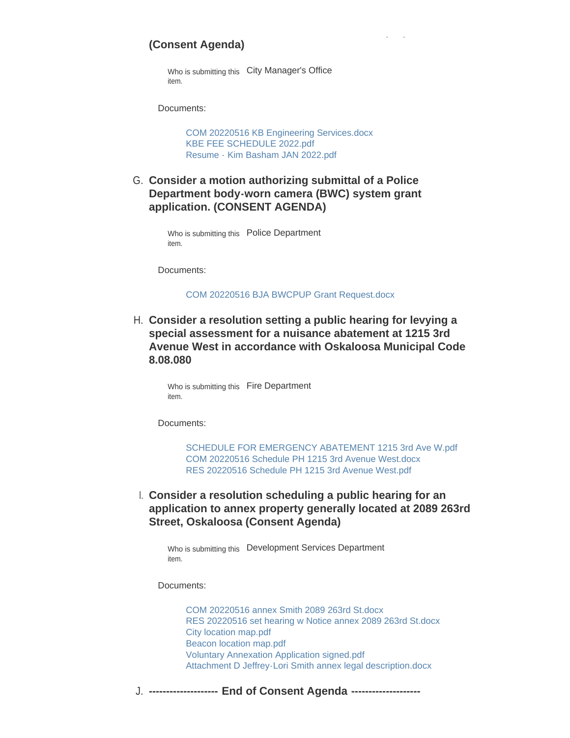**(Consent Agenda)**

Who is submitting this item. City Manager's Office

Documents:

- COM 20220516 KB Engineering Services.docx
- KBE FEE SCHEDULE 2022.pdf
- Resume - Kim Basham JAN 2022.pdf

G. **Consider a motion authorizing submittal of a Police Department body-worn camera (BWC) system grant application. (CONSENT AGENDA)**

Who is submitting this item. Police Department

Documents:

- COM 20220516 BJA BWCPUP Grant Request.docx

H. **Consider a resolution setting a public hearing for levying a special assessment for a nuisance abatement at 1215 3rd Avenue West in accordance with Oskaloosa Municipal Code 8.08.080**

Who is submitting this item. Fire Department

Documents:

- SCHEDULE FOR EMERGENCY ABATEMENT 1215 3rd Ave W.pdf
- COM 20220516 Schedule PH 1215 3rd Avenue West.docx
- RES 20220516 Schedule PH 1215 3rd Avenue West.pdf

I. **Consider a resolution scheduling a public hearing for an application to annex property generally located at 2089 263rd Street, Oskaloosa (Consent Agenda)**

Who is submitting this item. Development Services Department

Documents:

- COM 20220516 annex Smith 2089 263rd St.docx
- RES 20220516 set hearing w Notice annex 2089 263rd St.docx
- City location map.pdf
- Beacon location map.pdf
- Voluntary Annexation Application signed.pdf
- Attachment D Jeffrey-Lori Smith annex legal description.docx

J. **------------------- End of Consent Agenda -------------------**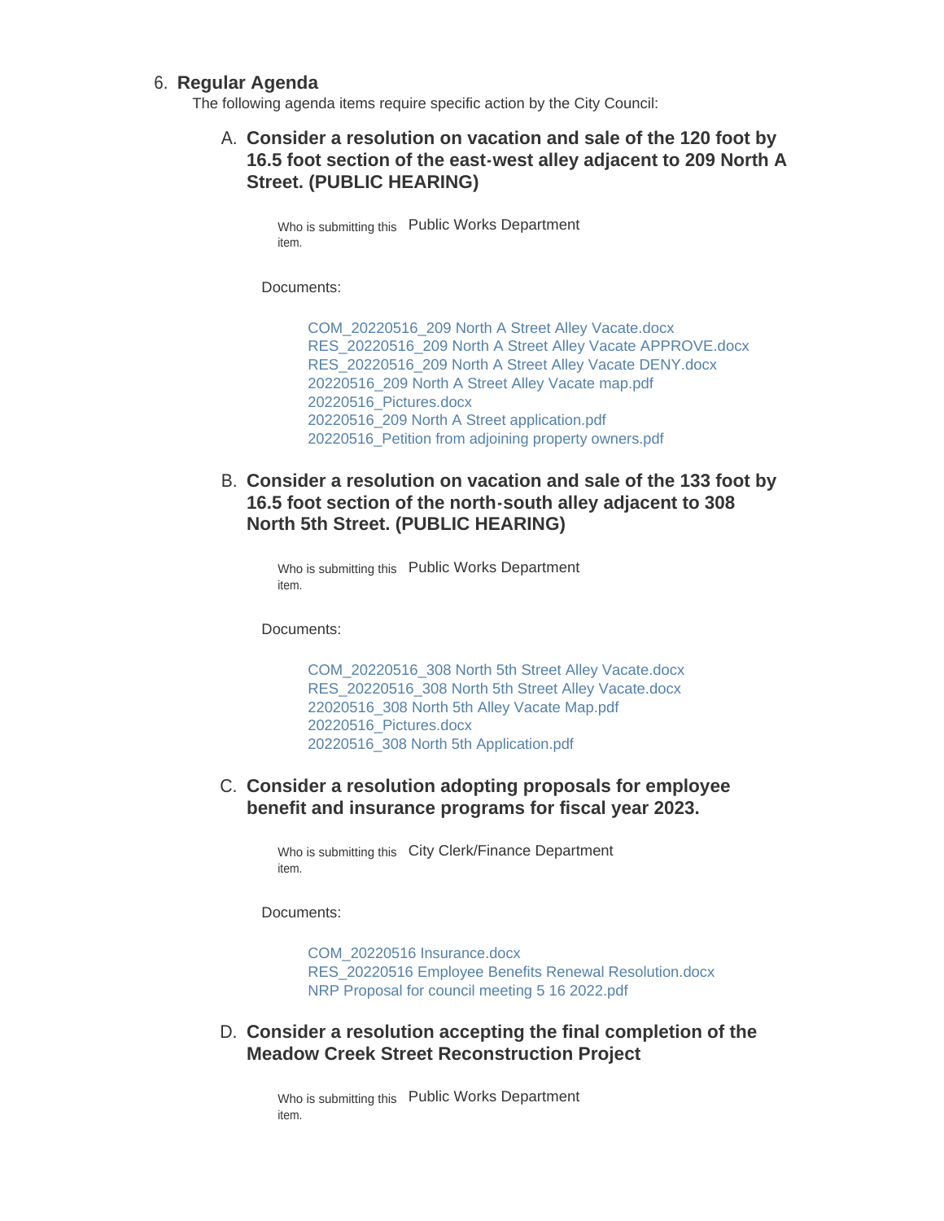6. **Regular Agenda**

   The following agenda items require specific action by the City Council:

   A. **Consider a resolution on vacation and sale of the 120 foot by 16.5 foot section of the east-west alley adjacent to 209 North A Street. (PUBLIC HEARING)**

      Who is submitting this item. Public Works Department

      Documents:

      - COM_20220516_209 North A Street Alley Vacate.docx
      - RES_20220516_209 North A Street Alley Vacate APPROVE.docx
      - RES_20220516_209 North A Street Alley Vacate DENY.docx
      - 20220516_209 North A Street Alley Vacate map.pdf
      - 20220516_Pictures.docx
      - 20220516_209 North A Street application.pdf
      - 20220516_Petition from adjoining property owners.pdf

   B. **Consider a resolution on vacation and sale of the 133 foot by 16.5 foot section of the north-south alley adjacent to 308 North 5th Street. (PUBLIC HEARING)**

      Who is submitting this item. Public Works Department

      Documents:

      - COM_20220516_308 North 5th Street Alley Vacate.docx
      - RES_20220516_308 North 5th Street Alley Vacate.docx
      - 22020516_308 North 5th Alley Vacate Map.pdf
      - 20220516_Pictures.docx
      - 20220516_308 North 5th Application.pdf

   C. **Consider a resolution adopting proposals for employee benefit and insurance programs for fiscal year 2023.**

      Who is submitting this item. City Clerk/Finance Department

      Documents:

      - COM_20220516 Insurance.docx
      - RES_20220516 Employee Benefits Renewal Resolution.docx
      - NRP Proposal for council meeting 5 16 2022.pdf

   D. **Consider a resolution accepting the final completion of the Meadow Creek Street Reconstruction Project**

      Who is submitting this item. Public Works Department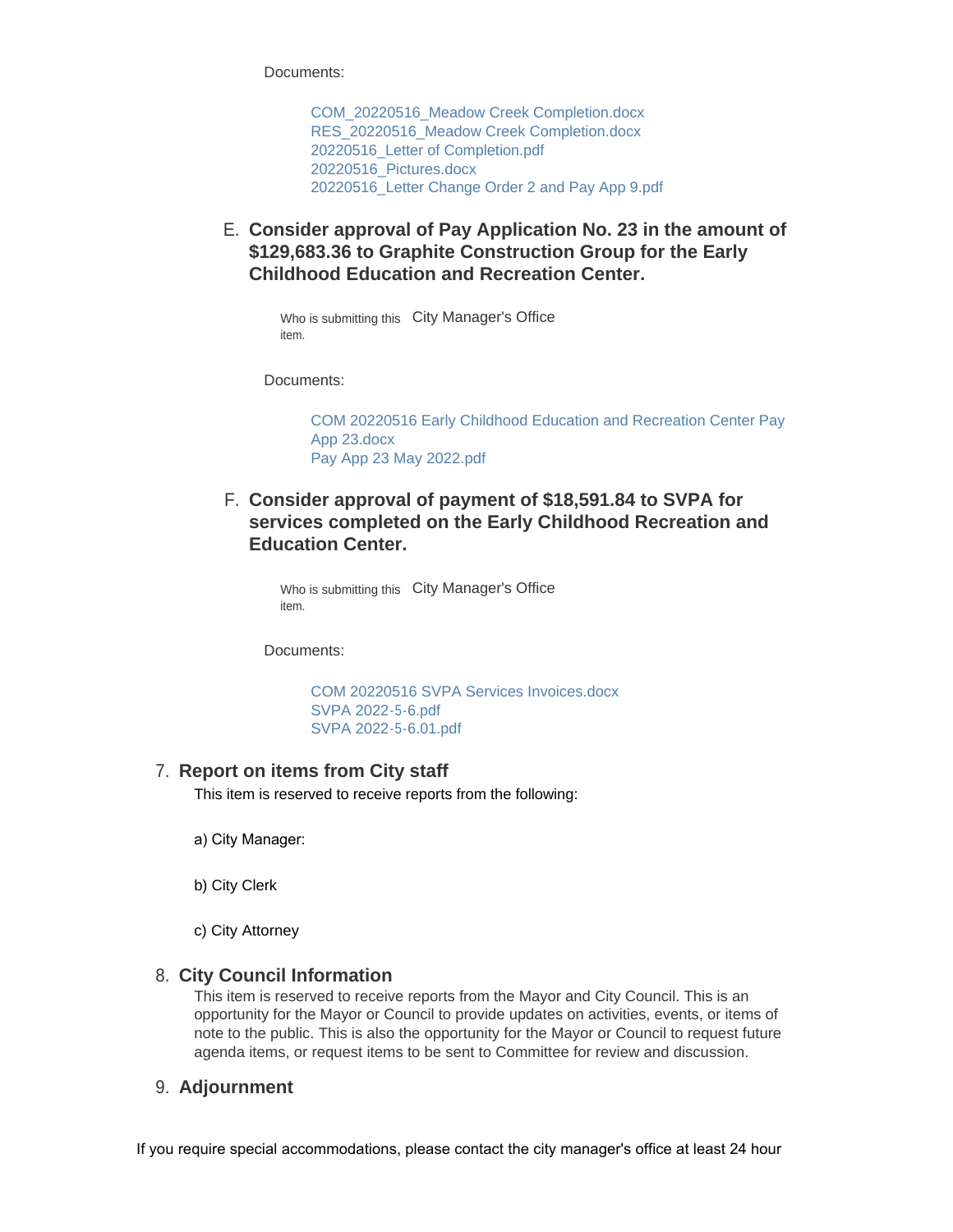Documents:

- COM_20220516_Meadow Creek Completion.docx
- RES_20220516_Meadow Creek Completion.docx
- 20220516_Letter of Completion.pdf
- 20220516_Pictures.docx
- 20220516_Letter Change Order 2 and Pay App 9.pdf

E. **Consider approval of Pay Application No. 23 in the amount of $129,683.36 to Graphite Construction Group for the Early Childhood Education and Recreation Center.**

Who is submitting this item. City Manager's Office

Documents:

- COM 20220516 Early Childhood Education and Recreation Center Pay App 23.docx
- Pay App 23 May 2022.pdf

F. **Consider approval of payment of $18,591.84 to SVPA for services completed on the Early Childhood Recreation and Education Center.**

Who is submitting this item. City Manager's Office

Documents:

- COM 20220516 SVPA Services Invoices.docx
- SVPA 2022-5-6.pdf
- SVPA 2022-5-6.01.pdf

## 7. Report on items from City staff

This item is reserved to receive reports from the following:

a) City Manager:

b) City Clerk

c) City Attorney

## 8. City Council Information

This item is reserved to receive reports from the Mayor and City Council. This is an opportunity for the Mayor or Council to provide updates on activities, events, or items of note to the public. This is also the opportunity for the Mayor or Council to request future agenda items, or request items to be sent to Committee for review and discussion.

## 9. Adjournment

If you require special accommodations, please contact the city manager's office at least 24 hour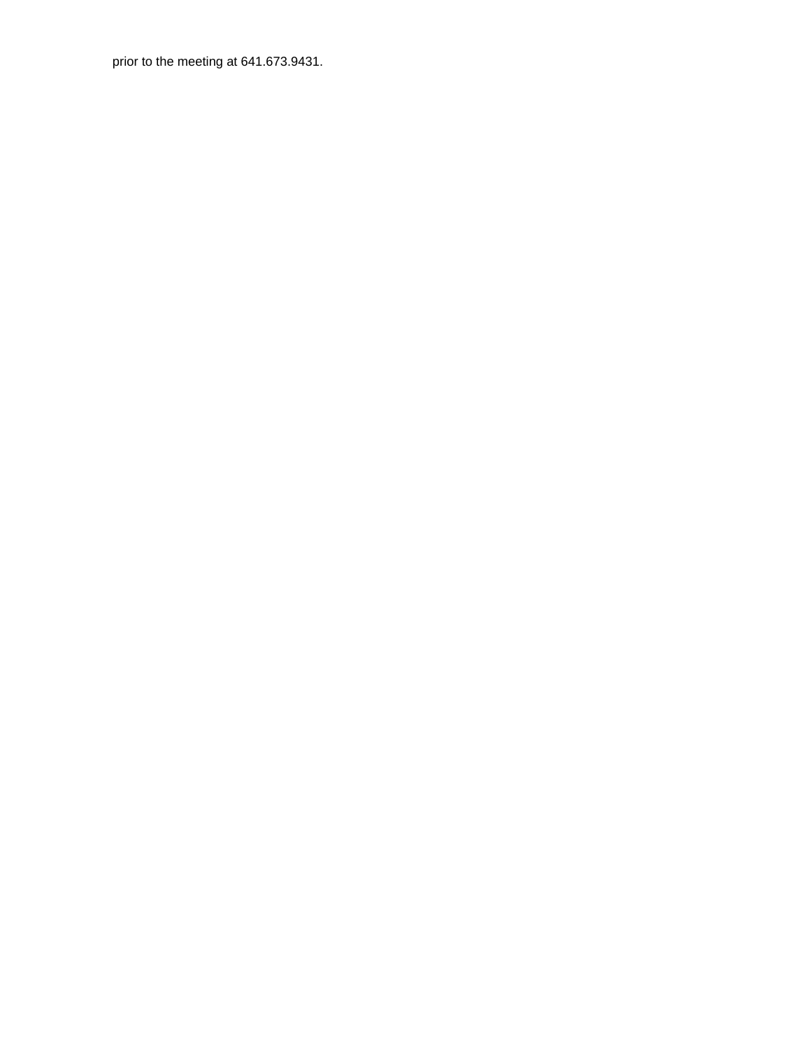prior to the meeting at 641.673.9431.